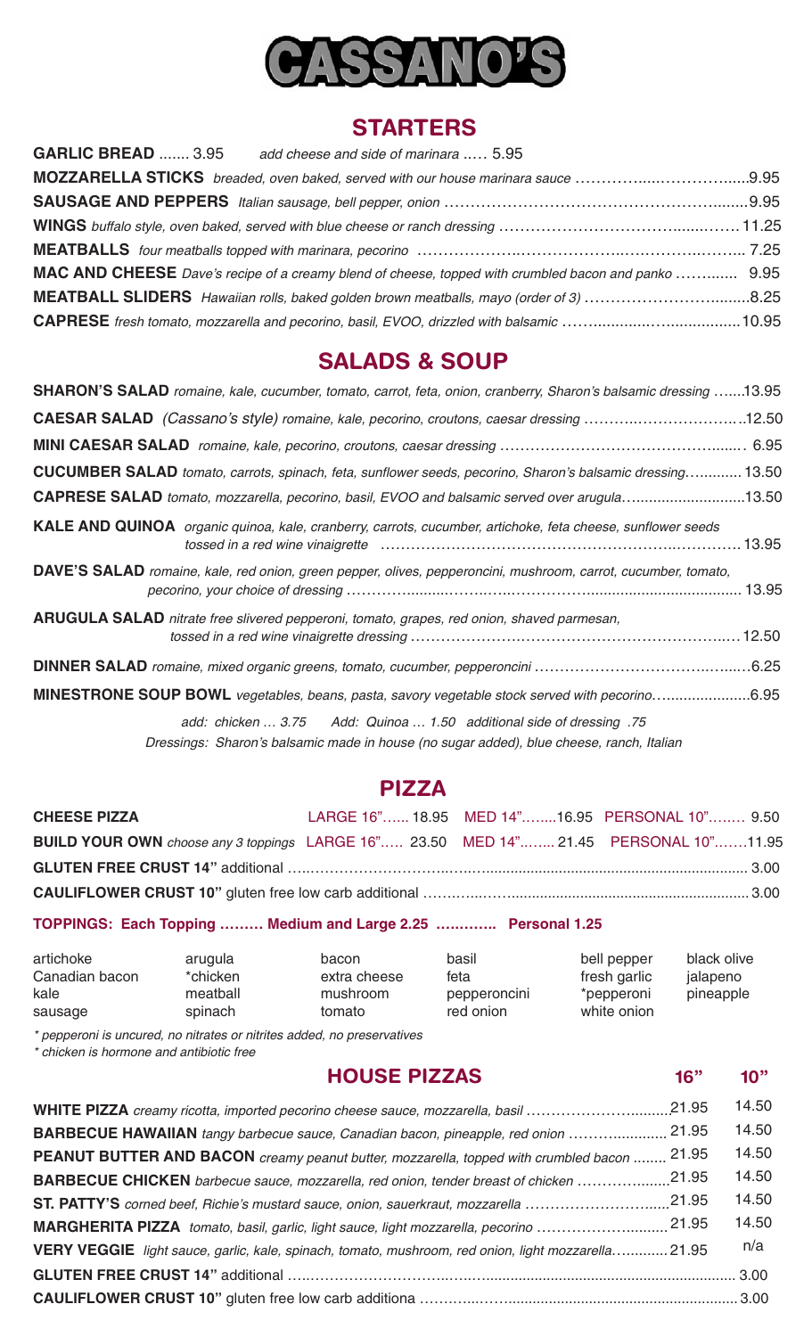# CASSANO'S

## STARTERS

**GARLIC BREAD** ....... 3.95 *add cheese and side of marinara* ..… 5.95

**MOZZARELLA STICKS** *breaded, oven baked, served with our house marinara sauce* ....9.95

**SAUSAGE AND PEPPERS** *Italian sausage, bell pepper, onion* ....9.95

**WINGS** *buffalo style, oven baked, served with blue cheese or ranch dressing* ....11.25

**MEATBALLS** *four meatballs topped with marinara, pecorino* .... 7.25

**MAC AND CHEESE** *Dave's recipe of a creamy blend of cheese, topped with crumbled bacon and panko* .... 9.95

**MEATBALL SLIDERS** *Hawaiian rolls, baked golden brown meatballs, mayo (order of 3)* ....8.25

**CAPRESE** *fresh tomato, mozzarella and pecorino, basil, EVOO, drizzled with balsamic* ....10.95

## SALADS & SOUP

**SHARON'S SALAD** *romaine, kale, cucumber, tomato, carrot, feta, onion, cranberry, Sharon's balsamic dressing* ....13.95

**CAESAR SALAD** *(Cassano's style) romaine, kale, pecorino, croutons, caesar dressing* ....12.50

**MINI CAESAR SALAD** *romaine, kale, pecorino, croutons, caesar dressing* .... 6.95

**CUCUMBER SALAD** *tomato, carrots, spinach, feta, sunflower seeds, pecorino, Sharon's balsamic dressing*.... 13.50

**CAPRESE SALAD** *tomato, mozzarella, pecorino, basil, EVOO and balsamic served over arugula*....13.50

**KALE AND QUINOA** *organic quinoa, kale, cranberry, carrots, cucumber, artichoke, feta cheese, sunflower seeds tossed in a red wine vinaigrette* .... 13.95

**DAVE'S SALAD** *romaine, kale, red onion, green pepper, olives, pepperoncini, mushroom, carrot, cucumber, tomato, pecorino, your choice of dressing* .... 13.95

**ARUGULA SALAD** *nitrate free slivered pepperoni, tomato, grapes, red onion, shaved parmesan, tossed in a red wine vinaigrette dressing* .... 12.50

**DINNER SALAD** *romaine, mixed organic greens, tomato, cucumber, pepperoncini* ....6.25

**MINESTRONE SOUP BOWL** *vegetables, beans, pasta, savory vegetable stock served with pecorino*....6.95

*add: chicken … 3.75 Add: Quinoa … 1.50 additional side of dressing .75*

*Dressings: Sharon's balsamic made in house (no sugar added), blue cheese, ranch, Italian*

## PIZZA

| | | | |
|---|---|---|---|
| **CHEESE PIZZA** | LARGE 16"...... 18.95 | MED 14"........16.95 | PERSONAL 10"........ 9.50 |
| **BUILD YOUR OWN** *choose any 3 toppings* | LARGE 16"..... 23.50 | MED 14"........ 21.45 | PERSONAL 10".......11.95 |

**GLUTEN FREE CRUST 14"** additional .... 3.00

**CAULIFLOWER CRUST 10"** gluten free low carb additional .... 3.00

**TOPPINGS: Each Topping ……… Medium and Large 2.25 …………. Personal 1.25**

| | | | | | |
|---|---|---|---|---|---|
| artichoke | arugula | bacon | basil | bell pepper | black olive |
| Canadian bacon | *chicken | extra cheese | feta | fresh garlic | jalapeno |
| kale | meatball | mushroom | pepperoncini | *pepperoni | pineapple |
| sausage | spinach | tomato | red onion | white onion | |

*\* pepperoni is uncured, no nitrates or nitrites added, no preservatives*

*\* chicken is hormone and antibiotic free*

## HOUSE PIZZAS

| | 16" | 10" |
|---|---|---|
| **WHITE PIZZA** *creamy ricotta, imported pecorino cheese sauce, mozzarella, basil* | 21.95 | 14.50 |
| **BARBECUE HAWAIIAN** *tangy barbecue sauce, Canadian bacon, pineapple, red onion* | 21.95 | 14.50 |
| **PEANUT BUTTER AND BACON** *creamy peanut butter, mozzarella, topped with crumbled bacon* | 21.95 | 14.50 |
| **BARBECUE CHICKEN** *barbecue sauce, mozzarella, red onion, tender breast of chicken* | 21.95 | 14.50 |
| **ST. PATTY'S** *corned beef, Richie's mustard sauce, onion, sauerkraut, mozzarella* | 21.95 | 14.50 |
| **MARGHERITA PIZZA** *tomato, basil, garlic, light sauce, light mozzarella, pecorino* | 21.95 | 14.50 |
| **VERY VEGGIE** *light sauce, garlic, kale, spinach, tomato, mushroom, red onion, light mozzarella* | 21.95 | n/a |

**GLUTEN FREE CRUST 14"** additional .... 3.00

**CAULIFLOWER CRUST 10"** gluten free low carb additiona .... 3.00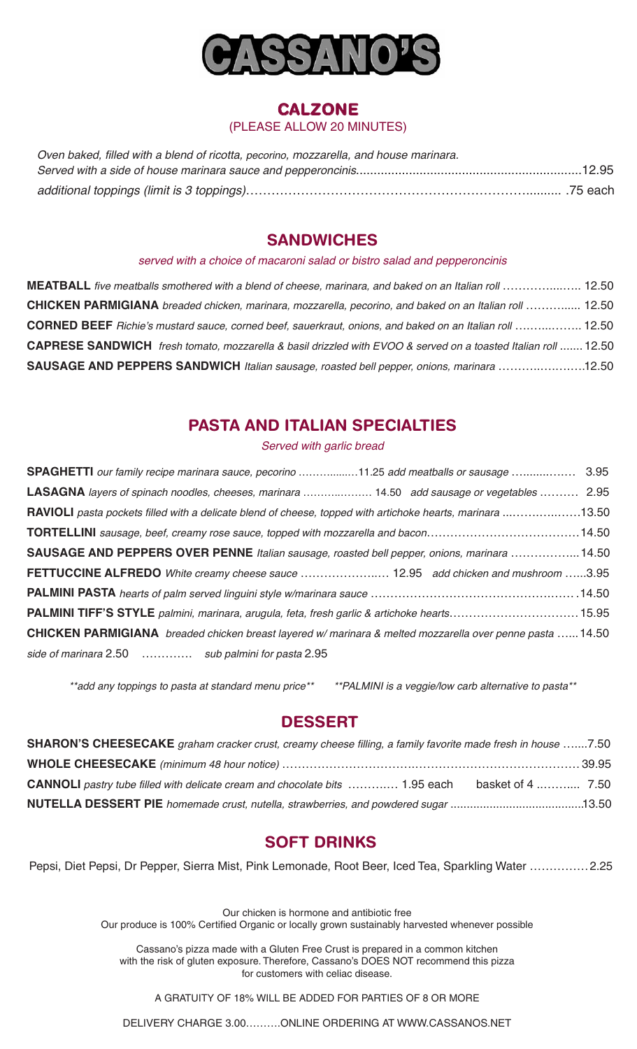# CASSANO'S

## CALZONE

(PLEASE ALLOW 20 MINUTES)

*Oven baked, filled with a blend of ricotta, pecorino, mozzarella, and house marinara.*
*Served with a side of house marinara sauce and pepperoncinis*................................................................12.95
*additional toppings (limit is 3 toppings)*………………………………………………………………......... .75 each

## SANDWICHES

*served with a choice of macaroni salad or bistro salad and pepperoncinis*

**MEATBALL** *five meatballs smothered with a blend of cheese, marinara, and baked on an Italian roll* …………...….. 12.50
**CHICKEN PARMIGIANA** *breaded chicken, marinara, mozzarella, pecorino, and baked on an Italian roll* ……….…... 12.50
**CORNED BEEF** *Richie's mustard sauce, corned beef, sauerkraut, onions, and baked on an Italian roll* ……….…….. 12.50
**CAPRESE SANDWICH** *fresh tomato, mozzarella & basil drizzled with EVOO & served on a toasted Italian roll* ....... 12.50
**SAUSAGE AND PEPPERS SANDWICH** *Italian sausage, roasted bell pepper, onions, marinara* …………….……….12.50

## PASTA AND ITALIAN SPECIALTIES

*Served with garlic bread*

**SPAGHETTI** *our family recipe marinara sauce, pecorino* ……….........11.25 *add meatballs or sausage* …........….… 3.95
**LASAGNA** *layers of spinach noodles, cheeses, marinara* ……….……… 14.50 *add sausage or vegetables* ………. 2.95
**RAVIOLI** *pasta pockets filled with a delicate blend of cheese, topped with artichoke hearts, marinara* ...……….……13.50
**TORTELLINI** *sausage, beef, creamy rose sauce, topped with mozzarella and bacon*…………………………………14.50
**SAUSAGE AND PEPPERS OVER PENNE** *Italian sausage, roasted bell pepper, onions, marinara* ……………....14.50
**FETTUCCINE ALFREDO** *White creamy cheese sauce* ……………….… 12.95 *add chicken and mushroom* …...3.95
**PALMINI PASTA** *hearts of palm served linguini style w/marinara sauce* ……………………………………….……14.50
**PALMINI TIFF'S STYLE** *palmini, marinara, arugula, feta, fresh garlic & artichoke hearts*……………………………15.95
**CHICKEN PARMIGIANA** *breaded chicken breast layered w/ marinara & melted mozzarella over penne pasta* …...14.50
*side of marinara* 2.50 …………. *sub palmini for pasta* 2.95

*\*\*add any toppings to pasta at standard menu price\*\** *\*\*PALMINI is a veggie/low carb alternative to pasta\*\**

## DESSERT

**SHARON'S CHEESECAKE** *graham cracker crust, creamy cheese filling, a family favorite made fresh in house* …....7.50
**WHOLE CHEESECAKE** *(minimum 48 hour notice)* ……………………………………………………………………39.95
**CANNOLI** *pastry tube filled with delicate cream and chocolate bits* ……….… 1.95 each basket of 4 ……..... 7.50
**NUTELLA DESSERT PIE** *homemade crust, nutella, strawberries, and powdered sugar* .........................................13.50

## SOFT DRINKS

Pepsi, Diet Pepsi, Dr Pepper, Sierra Mist, Pink Lemonade, Root Beer, Iced Tea, Sparkling Water ……………2.25

Our chicken is hormone and antibiotic free
Our produce is 100% Certified Organic or locally grown sustainably harvested whenever possible

Cassano's pizza made with a Gluten Free Crust is prepared in a common kitchen with the risk of gluten exposure. Therefore, Cassano's DOES NOT recommend this pizza for customers with celiac disease.

A GRATUITY OF 18% WILL BE ADDED FOR PARTIES OF 8 OR MORE

DELIVERY CHARGE 3.00……….ONLINE ORDERING AT WWW.CASSANOS.NET